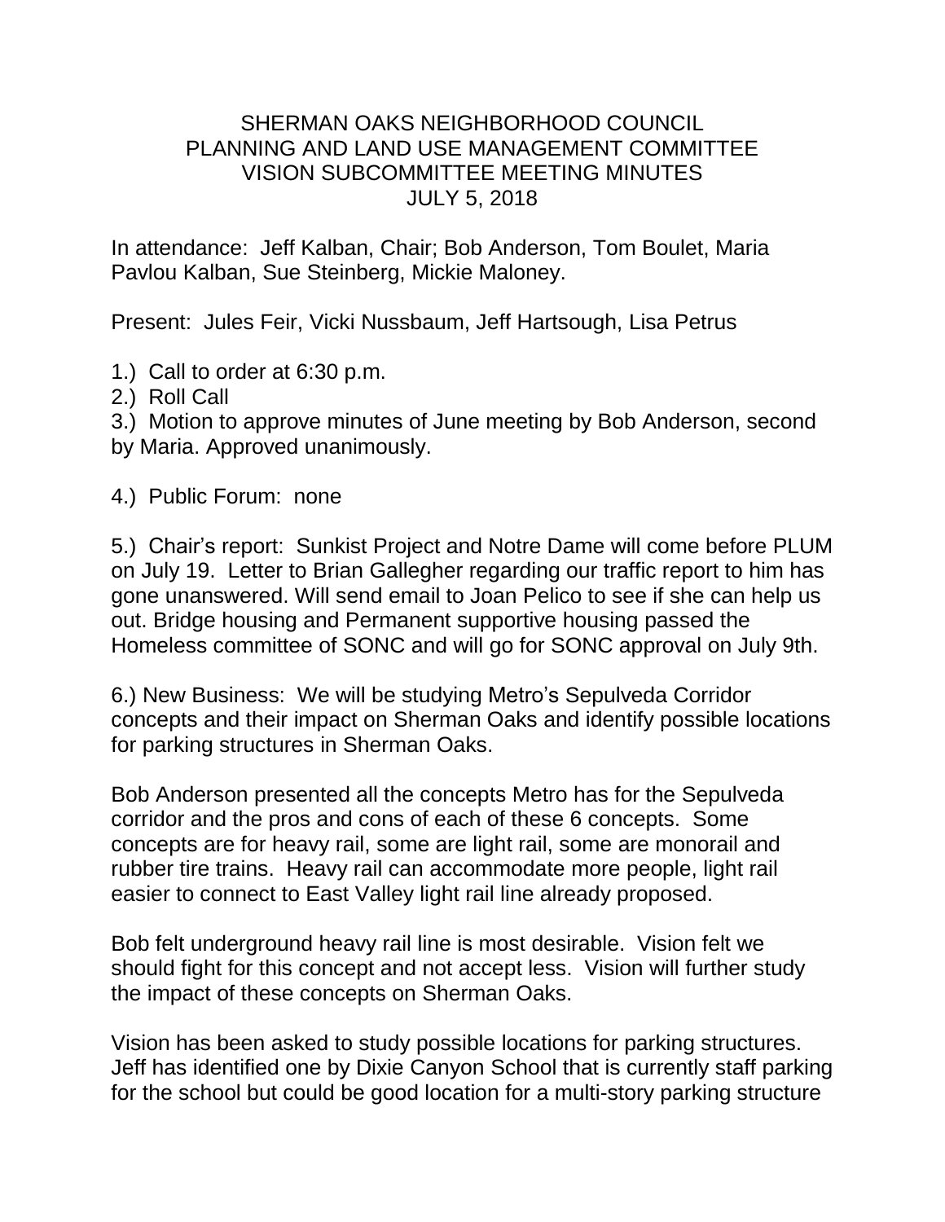# SHERMAN OAKS NEIGHBORHOOD COUNCIL
## PLANNING AND LAND USE MANAGEMENT COMMITTEE
## VISION SUBCOMMITTEE MEETING MINUTES
## JULY 5, 2018

In attendance: Jeff Kalban, Chair; Bob Anderson, Tom Boulet, Maria Pavlou Kalban, Sue Steinberg, Mickie Maloney.

Present: Jules Feir, Vicki Nussbaum, Jeff Hartsough, Lisa Petrus

1.) Call to order at 6:30 p.m.
2.) Roll Call
3.) Motion to approve minutes of June meeting by Bob Anderson, second by Maria. Approved unanimously.

4.) Public Forum: none

5.) Chair's report: Sunkist Project and Notre Dame will come before PLUM on July 19. Letter to Brian Gallegher regarding our traffic report to him has gone unanswered. Will send email to Joan Pelico to see if she can help us out. Bridge housing and Permanent supportive housing passed the Homeless committee of SONC and will go for SONC approval on July 9th.

6.) New Business: We will be studying Metro's Sepulveda Corridor concepts and their impact on Sherman Oaks and identify possible locations for parking structures in Sherman Oaks.

Bob Anderson presented all the concepts Metro has for the Sepulveda corridor and the pros and cons of each of these 6 concepts. Some concepts are for heavy rail, some are light rail, some are monorail and rubber tire trains. Heavy rail can accommodate more people, light rail easier to connect to East Valley light rail line already proposed.

Bob felt underground heavy rail line is most desirable. Vision felt we should fight for this concept and not accept less. Vision will further study the impact of these concepts on Sherman Oaks.

Vision has been asked to study possible locations for parking structures. Jeff has identified one by Dixie Canyon School that is currently staff parking for the school but could be good location for a multi-story parking structure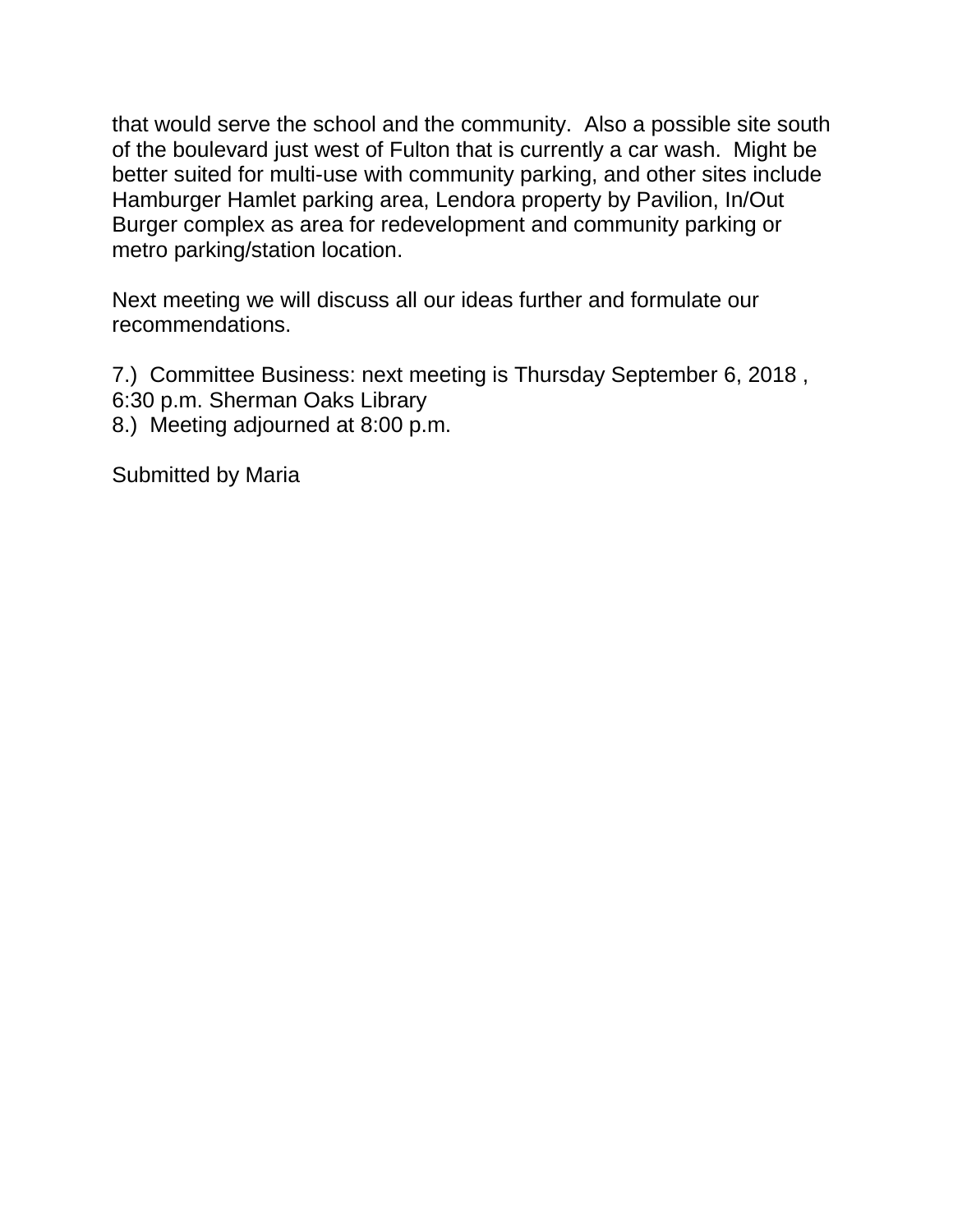that would serve the school and the community. Also a possible site south of the boulevard just west of Fulton that is currently a car wash. Might be better suited for multi-use with community parking, and other sites include Hamburger Hamlet parking area, Lendora property by Pavilion, In/Out Burger complex as area for redevelopment and community parking or metro parking/station location.

Next meeting we will discuss all our ideas further and formulate our recommendations.

7.) Committee Business: next meeting is Thursday September 6, 2018 , 6:30 p.m. Sherman Oaks Library
8.) Meeting adjourned at 8:00 p.m.

Submitted by Maria